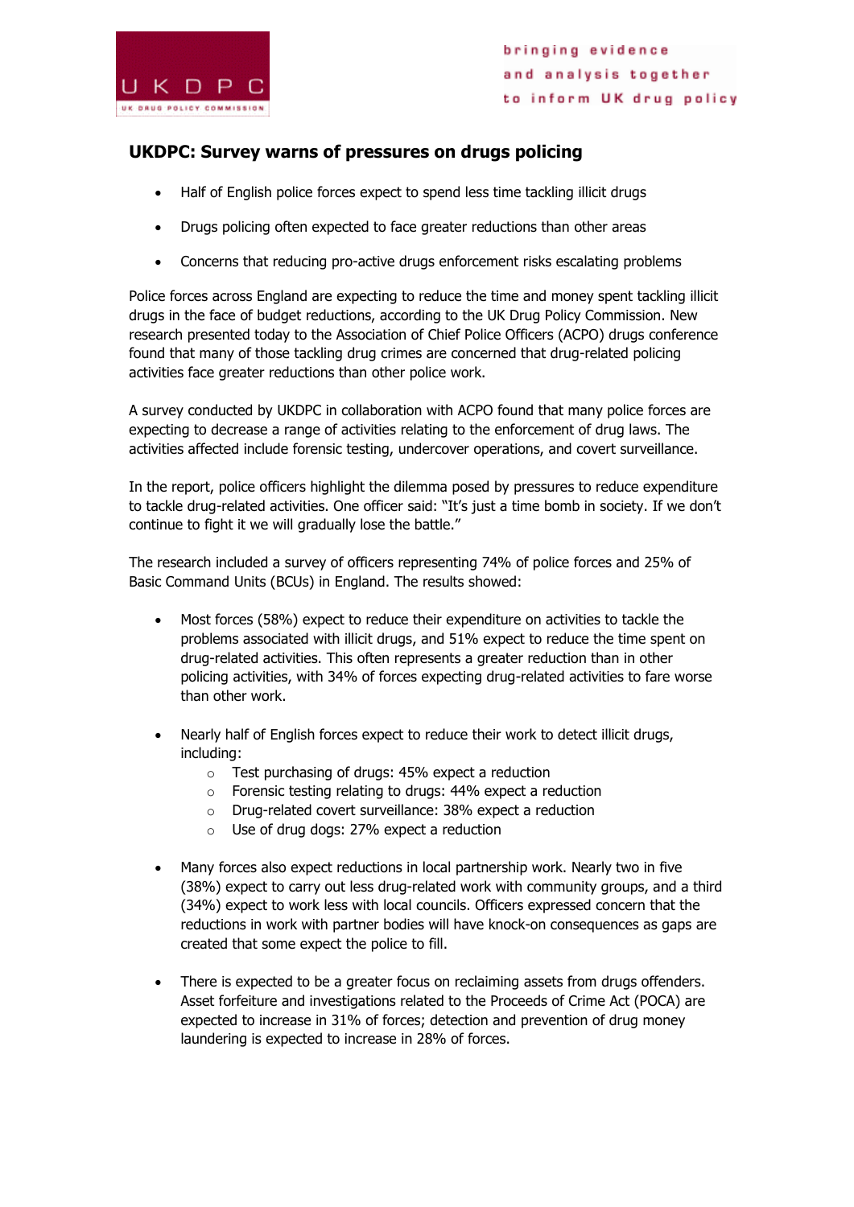UKDPC
UK DRUG POLICY COMMISSION

bringing evidence and analysis together to inform UK drug policy

## UKDPC: Survey warns of pressures on drugs policing

- Half of English police forces expect to spend less time tackling illicit drugs
- Drugs policing often expected to face greater reductions than other areas
- Concerns that reducing pro-active drugs enforcement risks escalating problems

Police forces across England are expecting to reduce the time and money spent tackling illicit drugs in the face of budget reductions, according to the UK Drug Policy Commission. New research presented today to the Association of Chief Police Officers (ACPO) drugs conference found that many of those tackling drug crimes are concerned that drug-related policing activities face greater reductions than other police work.

A survey conducted by UKDPC in collaboration with ACPO found that many police forces are expecting to decrease a range of activities relating to the enforcement of drug laws. The activities affected include forensic testing, undercover operations, and covert surveillance.

In the report, police officers highlight the dilemma posed by pressures to reduce expenditure to tackle drug-related activities. One officer said: "It's just a time bomb in society. If we don't continue to fight it we will gradually lose the battle."

The research included a survey of officers representing 74% of police forces and 25% of Basic Command Units (BCUs) in England. The results showed:

- Most forces (58%) expect to reduce their expenditure on activities to tackle the problems associated with illicit drugs, and 51% expect to reduce the time spent on drug-related activities. This often represents a greater reduction than in other policing activities, with 34% of forces expecting drug-related activities to fare worse than other work.

- Nearly half of English forces expect to reduce their work to detect illicit drugs, including:
  - Test purchasing of drugs: 45% expect a reduction
  - Forensic testing relating to drugs: 44% expect a reduction
  - Drug-related covert surveillance: 38% expect a reduction
  - Use of drug dogs: 27% expect a reduction

- Many forces also expect reductions in local partnership work. Nearly two in five (38%) expect to carry out less drug-related work with community groups, and a third (34%) expect to work less with local councils. Officers expressed concern that the reductions in work with partner bodies will have knock-on consequences as gaps are created that some expect the police to fill.

- There is expected to be a greater focus on reclaiming assets from drugs offenders. Asset forfeiture and investigations related to the Proceeds of Crime Act (POCA) are expected to increase in 31% of forces; detection and prevention of drug money laundering is expected to increase in 28% of forces.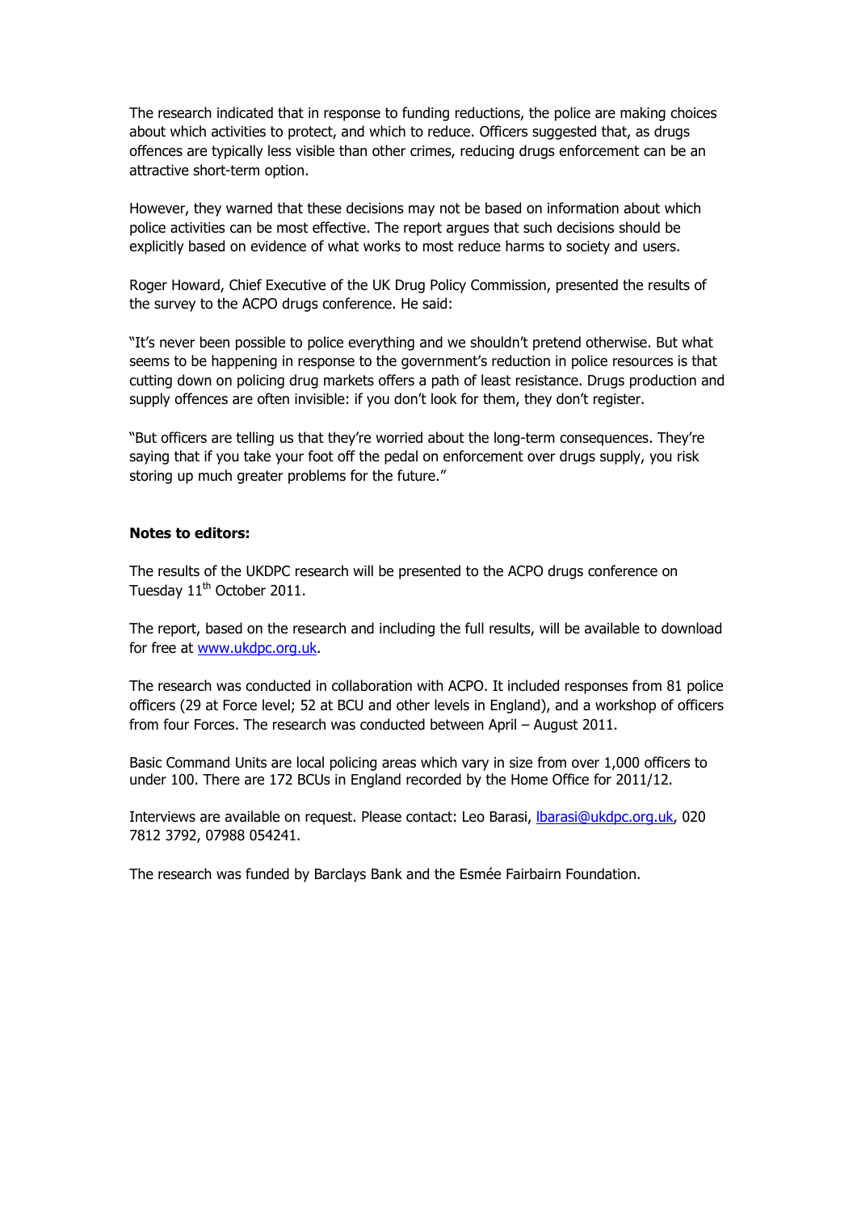The research indicated that in response to funding reductions, the police are making choices about which activities to protect, and which to reduce. Officers suggested that, as drugs offences are typically less visible than other crimes, reducing drugs enforcement can be an attractive short-term option.

However, they warned that these decisions may not be based on information about which police activities can be most effective. The report argues that such decisions should be explicitly based on evidence of what works to most reduce harms to society and users.

Roger Howard, Chief Executive of the UK Drug Policy Commission, presented the results of the survey to the ACPO drugs conference. He said:

"It's never been possible to police everything and we shouldn't pretend otherwise. But what seems to be happening in response to the government's reduction in police resources is that cutting down on policing drug markets offers a path of least resistance. Drugs production and supply offences are often invisible: if you don't look for them, they don't register.

"But officers are telling us that they're worried about the long-term consequences. They're saying that if you take your foot off the pedal on enforcement over drugs supply, you risk storing up much greater problems for the future."

**Notes to editors:**

The results of the UKDPC research will be presented to the ACPO drugs conference on Tuesday 11th October 2011.

The report, based on the research and including the full results, will be available to download for free at [www.ukdpc.org.uk](http://www.ukdpc.org.uk).

The research was conducted in collaboration with ACPO. It included responses from 81 police officers (29 at Force level; 52 at BCU and other levels in England), and a workshop of officers from four Forces. The research was conducted between April – August 2011.

Basic Command Units are local policing areas which vary in size from over 1,000 officers to under 100. There are 172 BCUs in England recorded by the Home Office for 2011/12.

Interviews are available on request. Please contact: Leo Barasi, [lbarasi@ukdpc.org.uk](mailto:lbarasi@ukdpc.org.uk), 020 7812 3792, 07988 054241.

The research was funded by Barclays Bank and the Esmée Fairbairn Foundation.